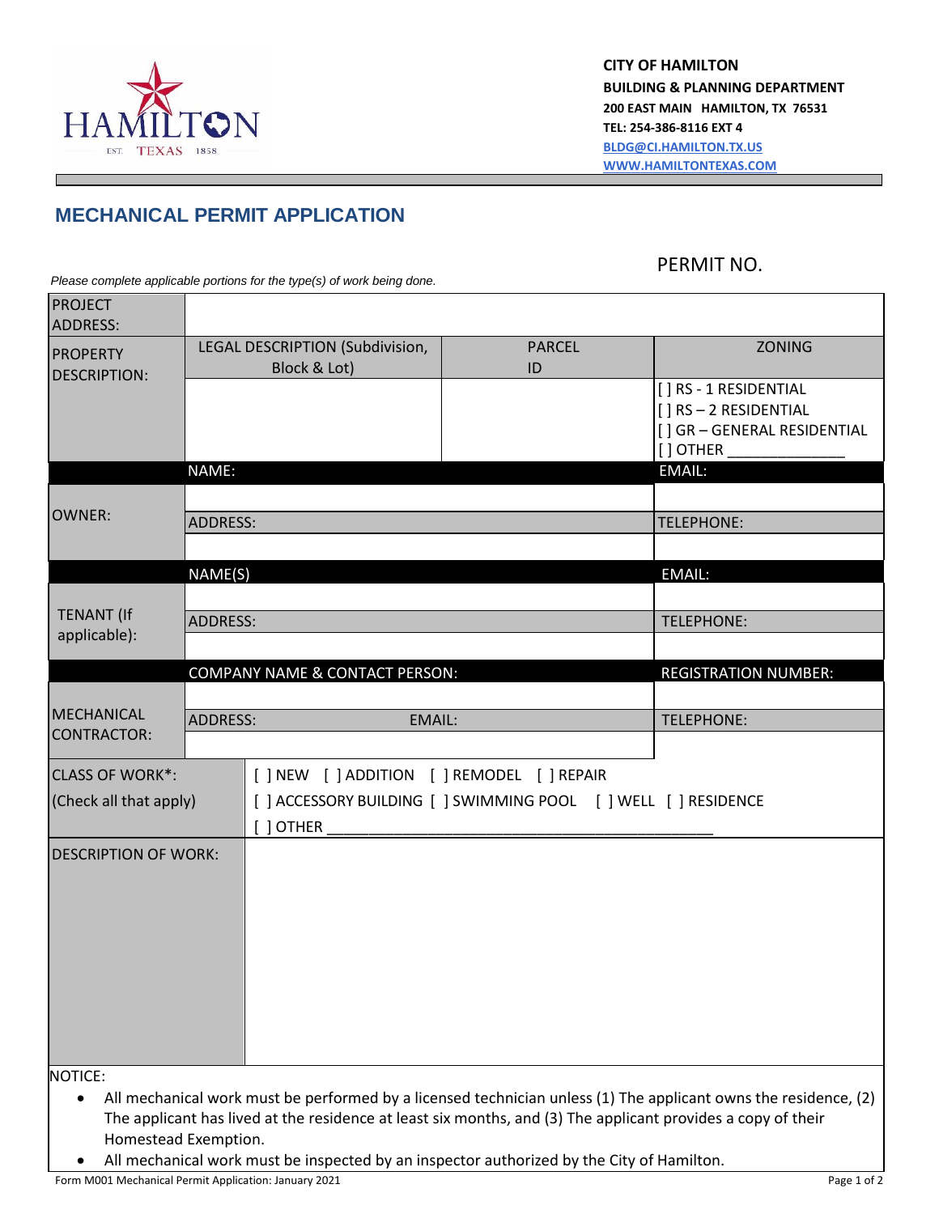**CITY OF HAMILTON**
**BUILDING & PLANNING DEPARTMENT**
**200 EAST MAIN HAMILTON, TX 76531**
**TEL: 254-386-8116 EXT 4**
**BLDG@CI.HAMILTON.TX.US**
**WWW.HAMILTONTEXAS.COM**

## MECHANICAL PERMIT APPLICATION

PERMIT NO.

*Please complete applicable portions for the type(s) of work being done.*

| PROJECT ADDRESS: | | | |
|---|---|---|---|
| PROPERTY DESCRIPTION: | LEGAL DESCRIPTION (Subdivision, Block & Lot) | PARCEL ID | ZONING |
| | | | [ ] RS - 1 RESIDENTIAL<br>[ ] RS – 2 RESIDENTIAL<br>[ ] GR – GENERAL RESIDENTIAL<br>[ ] OTHER ______________ |
| | NAME: | | EMAIL: |
| OWNER: | | | |
| | ADDRESS: | | TELEPHONE: |
| | | | |
| | NAME(S) | | EMAIL: |
| TENANT (If applicable): | | | |
| | ADDRESS: | | TELEPHONE: |
| | | | |
| | COMPANY NAME & CONTACT PERSON: | | REGISTRATION NUMBER: |
| MECHANICAL CONTRACTOR: | | | |
| | ADDRESS: | EMAIL: | TELEPHONE: |
| | | | |

| CLASS OF WORK*: (Check all that apply) | [ ] NEW [ ] ADDITION [ ] REMODEL [ ] REPAIR<br>[ ] ACCESSORY BUILDING [ ] SWIMMING POOL [ ] WELL [ ] RESIDENCE<br>[ ] OTHER ______________________________________________ |
|---|---|
| DESCRIPTION OF WORK: | |

NOTICE:

- All mechanical work must be performed by a licensed technician unless (1) The applicant owns the residence, (2) The applicant has lived at the residence at least six months, and (3) The applicant provides a copy of their Homestead Exemption.
- All mechanical work must be inspected by an inspector authorized by the City of Hamilton.

Form M001 Mechanical Permit Application: January 2021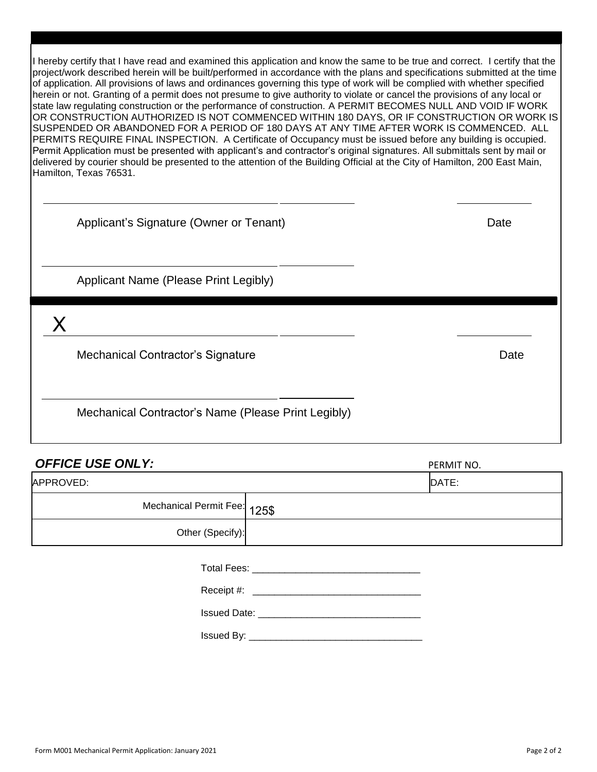I hereby certify that I have read and examined this application and know the same to be true and correct. I certify that the project/work described herein will be built/performed in accordance with the plans and specifications submitted at the time of application. All provisions of laws and ordinances governing this type of work will be complied with whether specified herein or not. Granting of a permit does not presume to give authority to violate or cancel the provisions of any local or state law regulating construction or the performance of construction. A PERMIT BECOMES NULL AND VOID IF WORK OR CONSTRUCTION AUTHORIZED IS NOT COMMENCED WITHIN 180 DAYS, OR IF CONSTRUCTION OR WORK IS SUSPENDED OR ABANDONED FOR A PERIOD OF 180 DAYS AT ANY TIME AFTER WORK IS COMMENCED. ALL PERMITS REQUIRE FINAL INSPECTION. A Certificate of Occupancy must be issued before any building is occupied. Permit Application must be presented with applicant's and contractor's original signatures. All submittals sent by mail or delivered by courier should be presented to the attention of the Building Official at the City of Hamilton, 200 East Main, Hamilton, Texas 76531.

______________________________________ ______________

Applicant's Signature (Owner or Tenant) Date

______________________________________

Applicant Name (Please Print Legibly)

X ______________________________________ ______________

Mechanical Contractor's Signature Date

______________________________________

Mechanical Contractor's Name (Please Print Legibly)

***OFFICE USE ONLY:*** PERMIT NO.

| | | |
|---|---|---|
| APPROVED: | | DATE: |
| Mechanical Permit Fee: | 125$ | |
| Other (Specify): | | |

Total Fees: ______________________________

Receipt #: ______________________________

Issued Date: ______________________________

Issued By: ______________________________

Form M001 Mechanical Permit Application: January 2021